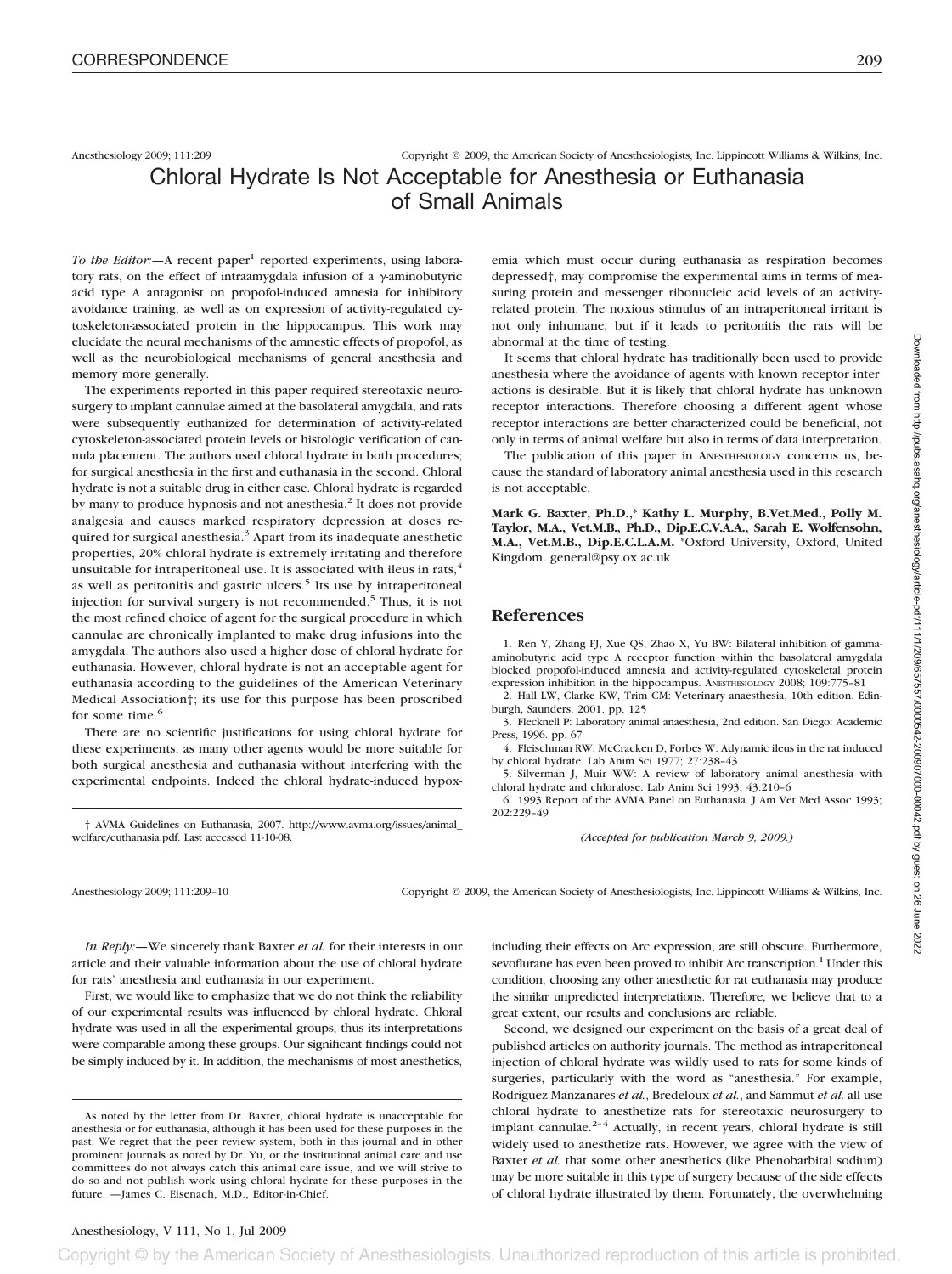Anesthesiology 2009; 111:209 Copyright © 2009, the American Society of Anesthesiologists, Inc. Lippincott Williams & Wilkins, Inc.

# Chloral Hydrate Is Not Acceptable for Anesthesia or Euthanasia of Small Animals

*To the Editor:*—A recent paper[1] reported experiments, using laboratory rats, on the effect of intraamygdala infusion of a γ-aminobutyric acid type A antagonist on propofol-induced amnesia for inhibitory avoidance training, as well as on expression of activity-regulated cytoskeleton-associated protein in the hippocampus. This work may elucidate the neural mechanisms of the amnestic effects of propofol, as well as the neurobiological mechanisms of general anesthesia and memory more generally.

The experiments reported in this paper required stereotaxic neurosurgery to implant cannulae aimed at the basolateral amygdala, and rats were subsequently euthanized for determination of activity-related cytoskeleton-associated protein levels or histologic verification of cannula placement. The authors used chloral hydrate in both procedures; for surgical anesthesia in the first and euthanasia in the second. Chloral hydrate is not a suitable drug in either case. Chloral hydrate is regarded by many to produce hypnosis and not anesthesia.[2] It does not provide analgesia and causes marked respiratory depression at doses required for surgical anesthesia.[3] Apart from its inadequate anesthetic properties, 20% chloral hydrate is extremely irritating and therefore unsuitable for intraperitoneal use. It is associated with ileus in rats,[4] as well as peritonitis and gastric ulcers.[5] Its use by intraperitoneal injection for survival surgery is not recommended.[5] Thus, it is not the most refined choice of agent for the surgical procedure in which cannulae are chronically implanted to make drug infusions into the amygdala. The authors also used a higher dose of chloral hydrate for euthanasia. However, chloral hydrate is not an acceptable agent for euthanasia according to the guidelines of the American Veterinary Medical Association†; its use for this purpose has been proscribed for some time.[6]

There are no scientific justifications for using chloral hydrate for these experiments, as many other agents would be more suitable for both surgical anesthesia and euthanasia without interfering with the experimental endpoints. Indeed the chloral hydrate-induced hypoxemia which must occur during euthanasia as respiration becomes depressed†, may compromise the experimental aims in terms of measuring protein and messenger ribonucleic acid levels of an activity-related protein. The noxious stimulus of an intraperitoneal irritant is not only inhumane, but if it leads to peritonitis the rats will be abnormal at the time of testing.

It seems that chloral hydrate has traditionally been used to provide anesthesia where the avoidance of agents with known receptor interactions is desirable. But it is likely that chloral hydrate has unknown receptor interactions. Therefore choosing a different agent whose receptor interactions are better characterized could be beneficial, not only in terms of animal welfare but also in terms of data interpretation.

The publication of this paper in ANESTHESIOLOGY concerns us, because the standard of laboratory animal anesthesia used in this research is not acceptable.

**Mark G. Baxter, Ph.D.,\* Kathy L. Murphy, B.Vet.Med., Polly M. Taylor, M.A., Vet.M.B., Ph.D., Dip.E.C.V.A.A., Sarah E. Wolfensohn, M.A., Vet.M.B., Dip.E.C.L.A.M.** \*Oxford University, Oxford, United Kingdom. general@psy.ox.ac.uk

† AVMA Guidelines on Euthanasia, 2007. http://www.avma.org/issues/animal_welfare/euthanasia.pdf. Last accessed 11-10-08.

## References

1. Ren Y, Zhang FJ, Xue QS, Zhao X, Yu BW: Bilateral inhibition of gamma-aminobutyric acid type A receptor function within the basolateral amygdala blocked propofol-induced amnesia and activity-regulated cytoskeletal protein expression inhibition in the hippocampus. ANESTHESIOLOGY 2008; 109:775–81
2. Hall LW, Clarke KW, Trim CM: Veterinary anaesthesia, 10th edition. Edinburgh, Saunders, 2001. pp. 125
3. Flecknell P: Laboratory animal anaesthesia, 2nd edition. San Diego: Academic Press, 1996. pp. 67
4. Fleischman RW, McCracken D, Forbes W: Adynamic ileus in the rat induced by chloral hydrate. Lab Anim Sci 1977; 27:238–43
5. Silverman J, Muir WW: A review of laboratory animal anesthesia with chloral hydrate and chloralose. Lab Anim Sci 1993; 43:210–6
6. 1993 Report of the AVMA Panel on Euthanasia. J Am Vet Med Assoc 1993; 202:229–49

*(Accepted for publication March 9, 2009.)*

Anesthesiology 2009; 111:209–10 Copyright © 2009, the American Society of Anesthesiologists, Inc. Lippincott Williams & Wilkins, Inc.

*In Reply:*—We sincerely thank Baxter *et al.* for their interests in our article and their valuable information about the use of chloral hydrate for rats' anesthesia and euthanasia in our experiment.

First, we would like to emphasize that we do not think the reliability of our experimental results was influenced by chloral hydrate. Chloral hydrate was used in all the experimental groups, thus its interpretations were comparable among these groups. Our significant findings could not be simply induced by it. In addition, the mechanisms of most anesthetics, including their effects on Arc expression, are still obscure. Furthermore, sevoflurane has even been proved to inhibit Arc transcription.[1] Under this condition, choosing any other anesthetic for rat euthanasia may produce the similar unpredicted interpretations. Therefore, we believe that to a great extent, our results and conclusions are reliable.

Second, we designed our experiment on the basis of a great deal of published articles on authority journals. The method as intraperitoneal injection of chloral hydrate was wildly used to rats for some kinds of surgeries, particularly with the word as "anesthesia." For example, Rodríguez Manzanares *et al.*, Bredeloux *et al.*, and Sammut *et al.* all use chloral hydrate to anesthetize rats for stereotaxic neurosurgery to implant cannulae.[2–4] Actually, in recent years, chloral hydrate is still widely used to anesthetize rats. However, we agree with the view of Baxter *et al.* that some other anesthetics (like Phenobarbital sodium) may be more suitable in this type of surgery because of the side effects of chloral hydrate illustrated by them. Fortunately, the overwhelming

As noted by the letter from Dr. Baxter, chloral hydrate is unacceptable for anesthesia or for euthanasia, although it has been used for these purposes in the past. We regret that the peer review system, both in this journal and in other prominent journals as noted by Dr. Yu, or the institutional animal care and use committees do not always catch this animal care issue, and we will strive to do so and not publish work using chloral hydrate for these purposes in the future. —James C. Eisenach, M.D., Editor-in-Chief.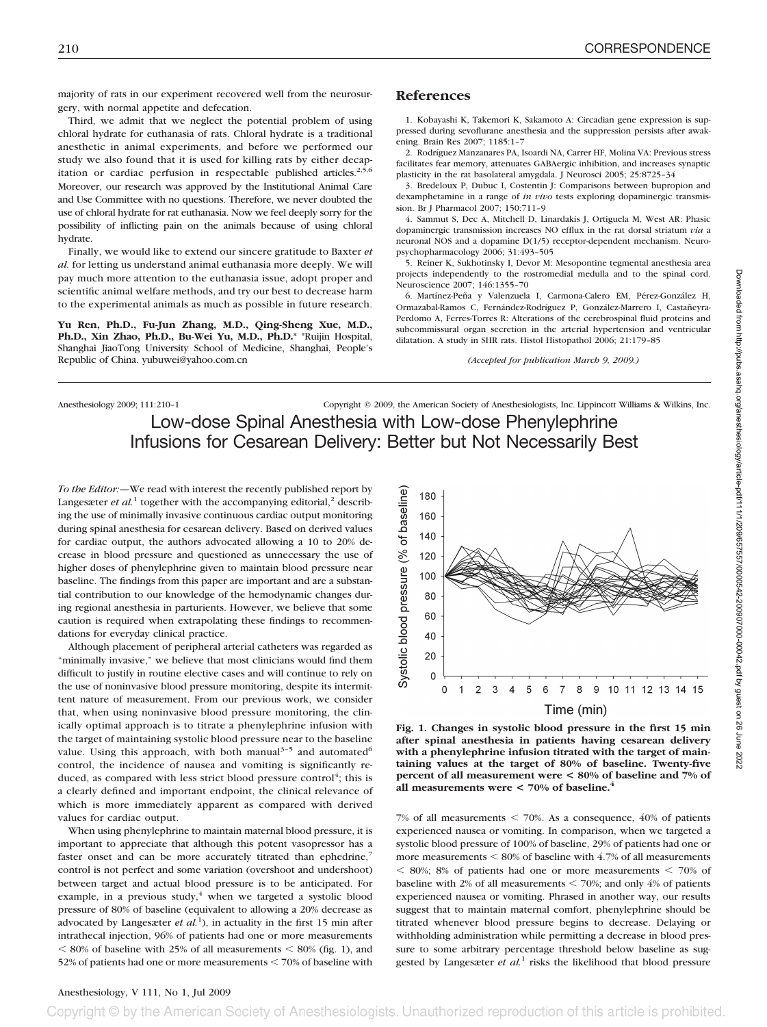majority of rats in our experiment recovered well from the neurosurgery, with normal appetite and defecation.

Third, we admit that we neglect the potential problem of using chloral hydrate for euthanasia of rats. Chloral hydrate is a traditional anesthetic in animal experiments, and before we performed our study we also found that it is used for killing rats by either decapitation or cardiac perfusion in respectable published articles.[2,5,6] Moreover, our research was approved by the Institutional Animal Care and Use Committee with no questions. Therefore, we never doubted the use of chloral hydrate for rat euthanasia. Now we feel deeply sorry for the possibility of inflicting pain on the animals because of using chloral hydrate.

Finally, we would like to extend our sincere gratitude to Baxter *et al.* for letting us understand animal euthanasia more deeply. We will pay much more attention to the euthanasia issue, adopt proper and scientific animal welfare methods, and try our best to decrease harm to the experimental animals as much as possible in future research.

**Yu Ren, Ph.D., Fu-Jun Zhang, M.D., Qing-Sheng Xue, M.D., Ph.D., Xin Zhao, Ph.D., Bu-Wei Yu, M.D., Ph.D.*** *Ruijin Hospital, Shanghai JiaoTong University School of Medicine, Shanghai, People's Republic of China. yubuwei@yahoo.com.cn

## References

1. Kobayashi K, Takemori K, Sakamoto A: Circadian gene expression is suppressed during sevoflurane anesthesia and the suppression persists after awakening. Brain Res 2007; 1185:1–7
2. Rodríguez Manzanares PA, Isoardi NA, Carrer HF, Molina VA: Previous stress facilitates fear memory, attenuates GABAergic inhibition, and increases synaptic plasticity in the rat basolateral amygdala. J Neurosci 2005; 25:8725–34
3. Bredeloux P, Dubuc I, Costentin J: Comparisons between bupropion and dexamphetamine in a range of *in vivo* tests exploring dopaminergic transmission. Br J Pharmacol 2007; 150:711–9
4. Sammut S, Dec A, Mitchell D, Linardakis J, Ortiguela M, West AR: Phasic dopaminergic transmission increases NO efflux in the rat dorsal striatum *via* a neuronal NOS and a dopamine D(1/5) receptor-dependent mechanism. Neuropsychopharmacology 2006; 31:493–505
5. Reiner K, Sukhotinsky I, Devor M: Mesopontine tegmental anesthesia area projects independently to the rostromedial medulla and to the spinal cord. Neuroscience 2007; 146:1355–70
6. Martínez-Peña y Valenzuela I, Carmona-Calero EM, Pérez-González H, Ormazabal-Ramos C, Fernández-Rodríguez P, González-Marrero I, Castañeyra-Perdomo A, Ferres-Torres R: Alterations of the cerebrospinal fluid proteins and subcommissural organ secretion in the arterial hypertension and ventricular dilatation. A study in SHR rats. Histol Histopathol 2006; 21:179–85

*(Accepted for publication March 9, 2009.)*

Anesthesiology 2009; 111:210–1 Copyright © 2009, the American Society of Anesthesiologists, Inc. Lippincott Williams & Wilkins, Inc.

# Low-dose Spinal Anesthesia with Low-dose Phenylephrine Infusions for Cesarean Delivery: Better but Not Necessarily Best

*To the Editor:*—We read with interest the recently published report by Langesæter *et al.*[1] together with the accompanying editorial,[2] describing the use of minimally invasive continuous cardiac output monitoring during spinal anesthesia for cesarean delivery. Based on derived values for cardiac output, the authors advocated allowing a 10 to 20% decrease in blood pressure and questioned as unnecessary the use of higher doses of phenylephrine given to maintain blood pressure near baseline. The findings from this paper are important and are a substantial contribution to our knowledge of the hemodynamic changes during regional anesthesia in parturients. However, we believe that some caution is required when extrapolating these findings to recommendations for everyday clinical practice.

Although placement of peripheral arterial catheters was regarded as "minimally invasive," we believe that most clinicians would find them difficult to justify in routine elective cases and will continue to rely on the use of noninvasive blood pressure monitoring, despite its intermittent nature of measurement. From our previous work, we consider that, when using noninvasive blood pressure monitoring, the clinically optimal approach is to titrate a phenylephrine infusion with the target of maintaining systolic blood pressure near to the baseline value. Using this approach, with both manual[3–5] and automated[6] control, the incidence of nausea and vomiting is significantly reduced, as compared with less strict blood pressure control[4]; this is a clearly defined and important endpoint, the clinical relevance of which is more immediately apparent as compared with derived values for cardiac output.

When using phenylephrine to maintain maternal blood pressure, it is important to appreciate that although this potent vasopressor has a faster onset and can be more accurately titrated than ephedrine,[7] control is not perfect and some variation (overshoot and undershoot) between target and actual blood pressure is to be anticipated. For example, in a previous study,[4] when we targeted a systolic blood pressure of 80% of baseline (equivalent to allowing a 20% decrease as advocated by Langesæter *et al.*[1]), in actuality in the first 15 min after intrathecal injection, 96% of patients had one or more measurements < 80% of baseline with 25% of all measurements < 80% (fig. 1), and 52% of patients had one or more measurements < 70% of baseline with

Systolic blood pressure (% of baseline)
180
160
140
120
100
80
60
40
20
0
0 1 2 3 4 5 6 7 8 9 10 11 12 13 14 15
Time (min)

**Fig. 1. Changes in systolic blood pressure in the first 15 min after spinal anesthesia in patients having cesarean delivery with a phenylephrine infusion titrated with the target of maintaining values at the target of 80% of baseline. Twenty-five percent of all measurement were < 80% of baseline and 7% of all measurements were < 70% of baseline.[4]**

7% of all measurements < 70%. As a consequence, 40% of patients experienced nausea or vomiting. In comparison, when we targeted a systolic blood pressure of 100% of baseline, 29% of patients had one or more measurements < 80% of baseline with 4.7% of all measurements < 80%; 8% of patients had one or more measurements < 70% of baseline with 2% of all measurements < 70%; and only 4% of patients experienced nausea or vomiting. Phrased in another way, our results suggest that to maintain maternal comfort, phenylephrine should be titrated whenever blood pressure begins to decrease. Delaying or withholding administration while permitting a decrease in blood pressure to some arbitrary percentage threshold below baseline as suggested by Langesæter *et al.*[1] risks the likelihood that blood pressure